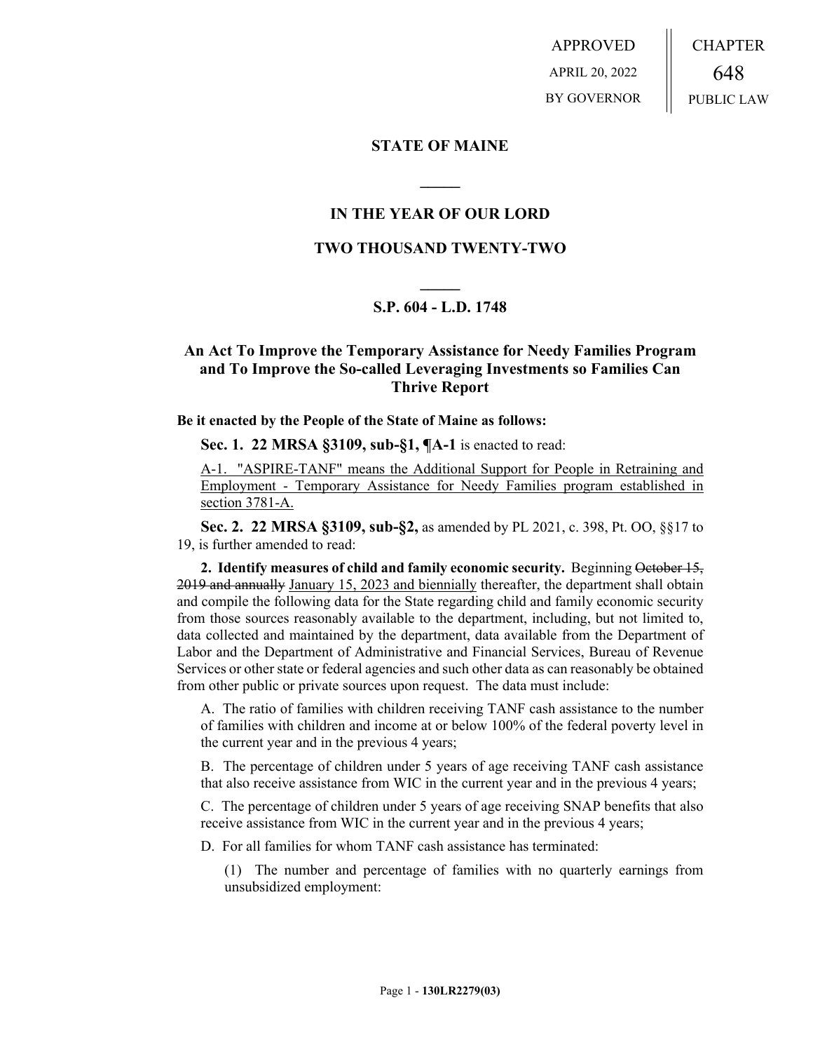APPROVED

APRIL 20, 2022

BY GOVERNOR

CHAPTER

648

PUBLIC LAW

## STATE OF MAINE

## IN THE YEAR OF OUR LORD

## TWO THOUSAND TWENTY-TWO

## S.P. 604 - L.D. 1748

### An Act To Improve the Temporary Assistance for Needy Families Program and To Improve the So-called Leveraging Investments so Families Can Thrive Report

**Be it enacted by the People of the State of Maine as follows:**

**Sec. 1. 22 MRSA §3109, sub-§1, ¶A-1** is enacted to read:

A-1. "ASPIRE-TANF" means the Additional Support for People in Retraining and Employment - Temporary Assistance for Needy Families program established in section 3781-A.

**Sec. 2. 22 MRSA §3109, sub-§2,** as amended by PL 2021, c. 398, Pt. OO, §§17 to 19, is further amended to read:

**2. Identify measures of child and family economic security.** Beginning ~~October 15, 2019 and annually~~ January 15, 2023 and biennially thereafter, the department shall obtain and compile the following data for the State regarding child and family economic security from those sources reasonably available to the department, including, but not limited to, data collected and maintained by the department, data available from the Department of Labor and the Department of Administrative and Financial Services, Bureau of Revenue Services or other state or federal agencies and such other data as can reasonably be obtained from other public or private sources upon request. The data must include:

A. The ratio of families with children receiving TANF cash assistance to the number of families with children and income at or below 100% of the federal poverty level in the current year and in the previous 4 years;

B. The percentage of children under 5 years of age receiving TANF cash assistance that also receive assistance from WIC in the current year and in the previous 4 years;

C. The percentage of children under 5 years of age receiving SNAP benefits that also receive assistance from WIC in the current year and in the previous 4 years;

D. For all families for whom TANF cash assistance has terminated:

(1) The number and percentage of families with no quarterly earnings from unsubsidized employment: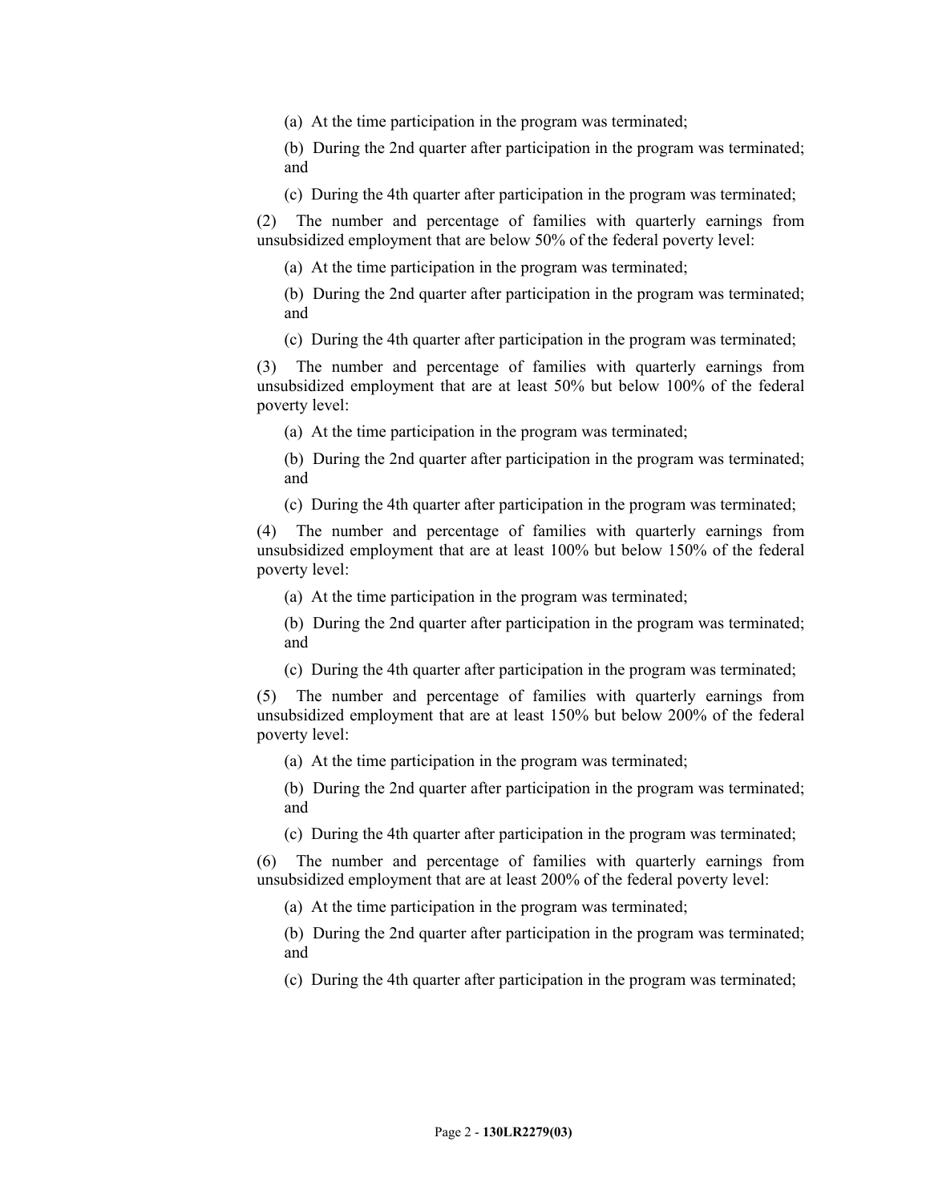(a) At the time participation in the program was terminated;

(b) During the 2nd quarter after participation in the program was terminated; and

(c) During the 4th quarter after participation in the program was terminated;

(2) The number and percentage of families with quarterly earnings from unsubsidized employment that are below 50% of the federal poverty level:

(a) At the time participation in the program was terminated;

(b) During the 2nd quarter after participation in the program was terminated; and

(c) During the 4th quarter after participation in the program was terminated;

(3) The number and percentage of families with quarterly earnings from unsubsidized employment that are at least 50% but below 100% of the federal poverty level:

(a) At the time participation in the program was terminated;

(b) During the 2nd quarter after participation in the program was terminated; and

(c) During the 4th quarter after participation in the program was terminated;

(4) The number and percentage of families with quarterly earnings from unsubsidized employment that are at least 100% but below 150% of the federal poverty level:

(a) At the time participation in the program was terminated;

(b) During the 2nd quarter after participation in the program was terminated; and

(c) During the 4th quarter after participation in the program was terminated;

(5) The number and percentage of families with quarterly earnings from unsubsidized employment that are at least 150% but below 200% of the federal poverty level:

(a) At the time participation in the program was terminated;

(b) During the 2nd quarter after participation in the program was terminated; and

(c) During the 4th quarter after participation in the program was terminated;

(6) The number and percentage of families with quarterly earnings from unsubsidized employment that are at least 200% of the federal poverty level:

(a) At the time participation in the program was terminated;

(b) During the 2nd quarter after participation in the program was terminated; and

(c) During the 4th quarter after participation in the program was terminated;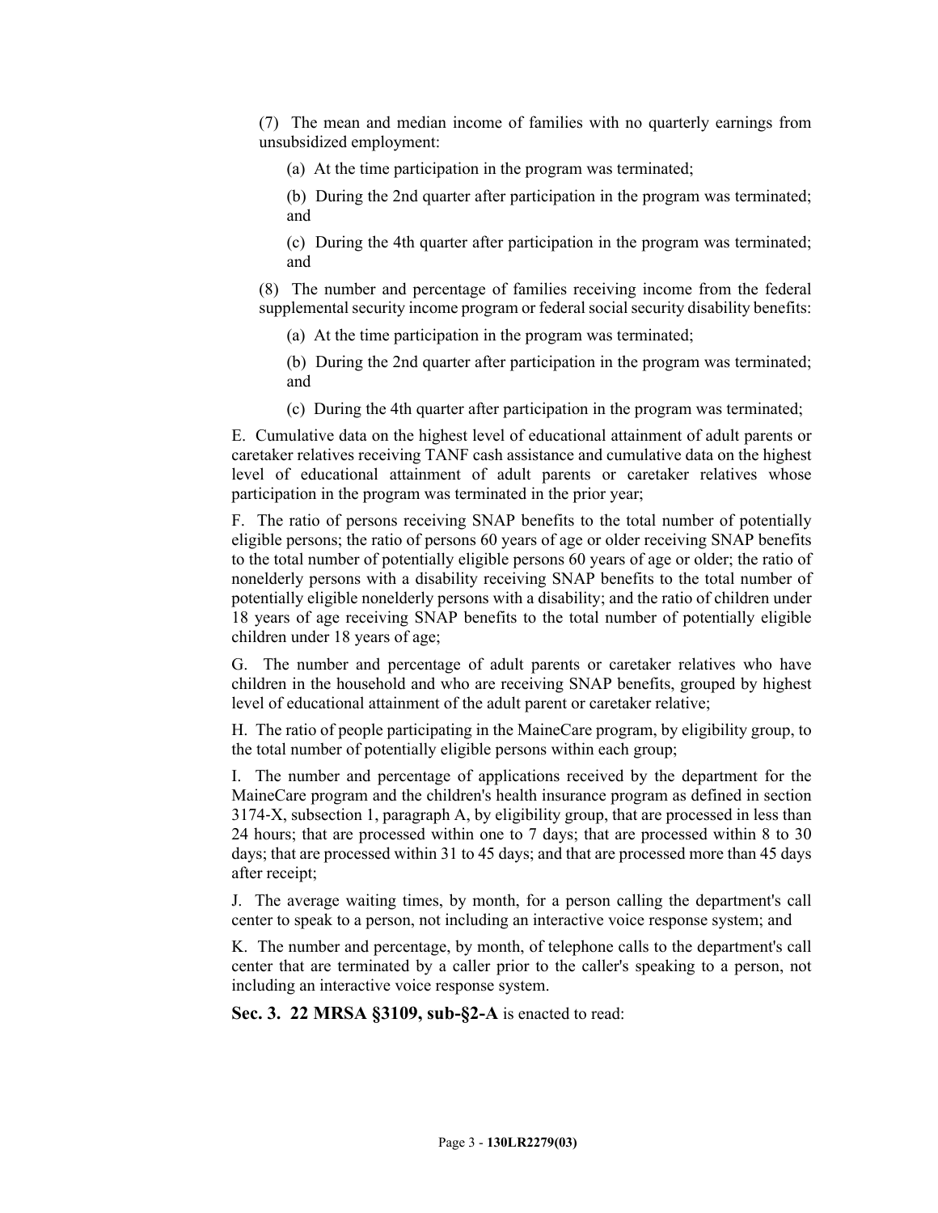(7) The mean and median income of families with no quarterly earnings from unsubsidized employment:

(a) At the time participation in the program was terminated;

(b) During the 2nd quarter after participation in the program was terminated; and

(c) During the 4th quarter after participation in the program was terminated; and

(8) The number and percentage of families receiving income from the federal supplemental security income program or federal social security disability benefits:

(a) At the time participation in the program was terminated;

(b) During the 2nd quarter after participation in the program was terminated; and

(c) During the 4th quarter after participation in the program was terminated;

E. Cumulative data on the highest level of educational attainment of adult parents or caretaker relatives receiving TANF cash assistance and cumulative data on the highest level of educational attainment of adult parents or caretaker relatives whose participation in the program was terminated in the prior year;

F. The ratio of persons receiving SNAP benefits to the total number of potentially eligible persons; the ratio of persons 60 years of age or older receiving SNAP benefits to the total number of potentially eligible persons 60 years of age or older; the ratio of nonelderly persons with a disability receiving SNAP benefits to the total number of potentially eligible nonelderly persons with a disability; and the ratio of children under 18 years of age receiving SNAP benefits to the total number of potentially eligible children under 18 years of age;

G. The number and percentage of adult parents or caretaker relatives who have children in the household and who are receiving SNAP benefits, grouped by highest level of educational attainment of the adult parent or caretaker relative;

H. The ratio of people participating in the MaineCare program, by eligibility group, to the total number of potentially eligible persons within each group;

I. The number and percentage of applications received by the department for the MaineCare program and the children's health insurance program as defined in section 3174-X, subsection 1, paragraph A, by eligibility group, that are processed in less than 24 hours; that are processed within one to 7 days; that are processed within 8 to 30 days; that are processed within 31 to 45 days; and that are processed more than 45 days after receipt;

J. The average waiting times, by month, for a person calling the department's call center to speak to a person, not including an interactive voice response system; and

K. The number and percentage, by month, of telephone calls to the department's call center that are terminated by a caller prior to the caller's speaking to a person, not including an interactive voice response system.

**Sec. 3. 22 MRSA §3109, sub-§2-A** is enacted to read: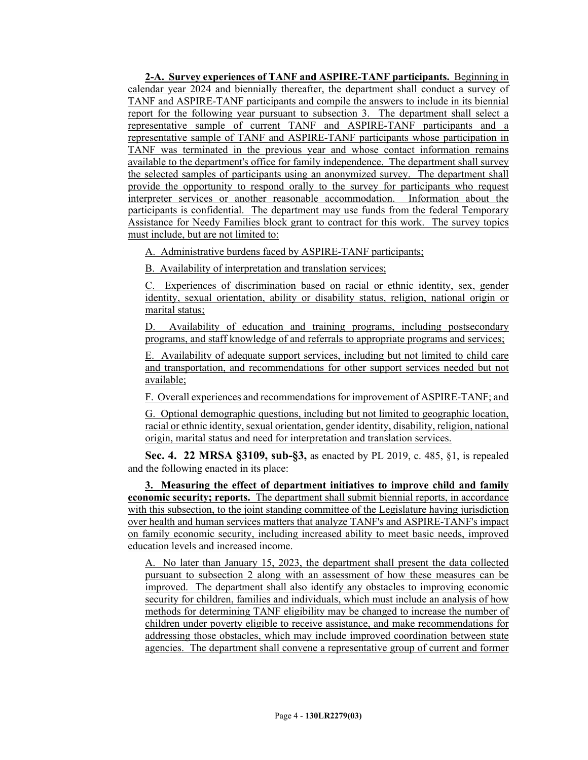**2-A. Survey experiences of TANF and ASPIRE-TANF participants.** Beginning in calendar year 2024 and biennially thereafter, the department shall conduct a survey of TANF and ASPIRE-TANF participants and compile the answers to include in its biennial report for the following year pursuant to subsection 3. The department shall select a representative sample of current TANF and ASPIRE-TANF participants and a representative sample of TANF and ASPIRE-TANF participants whose participation in TANF was terminated in the previous year and whose contact information remains available to the department's office for family independence. The department shall survey the selected samples of participants using an anonymized survey. The department shall provide the opportunity to respond orally to the survey for participants who request interpreter services or another reasonable accommodation. Information about the participants is confidential. The department may use funds from the federal Temporary Assistance for Needy Families block grant to contract for this work. The survey topics must include, but are not limited to:

A. Administrative burdens faced by ASPIRE-TANF participants;

B. Availability of interpretation and translation services;

C. Experiences of discrimination based on racial or ethnic identity, sex, gender identity, sexual orientation, ability or disability status, religion, national origin or marital status;

D. Availability of education and training programs, including postsecondary programs, and staff knowledge of and referrals to appropriate programs and services;

E. Availability of adequate support services, including but not limited to child care and transportation, and recommendations for other support services needed but not available;

F. Overall experiences and recommendations for improvement of ASPIRE-TANF; and

G. Optional demographic questions, including but not limited to geographic location, racial or ethnic identity, sexual orientation, gender identity, disability, religion, national origin, marital status and need for interpretation and translation services.

**Sec. 4. 22 MRSA §3109, sub-§3,** as enacted by PL 2019, c. 485, §1, is repealed and the following enacted in its place:

**3. Measuring the effect of department initiatives to improve child and family economic security; reports.** The department shall submit biennial reports, in accordance with this subsection, to the joint standing committee of the Legislature having jurisdiction over health and human services matters that analyze TANF's and ASPIRE-TANF's impact on family economic security, including increased ability to meet basic needs, improved education levels and increased income.

A. No later than January 15, 2023, the department shall present the data collected pursuant to subsection 2 along with an assessment of how these measures can be improved. The department shall also identify any obstacles to improving economic security for children, families and individuals, which must include an analysis of how methods for determining TANF eligibility may be changed to increase the number of children under poverty eligible to receive assistance, and make recommendations for addressing those obstacles, which may include improved coordination between state agencies. The department shall convene a representative group of current and former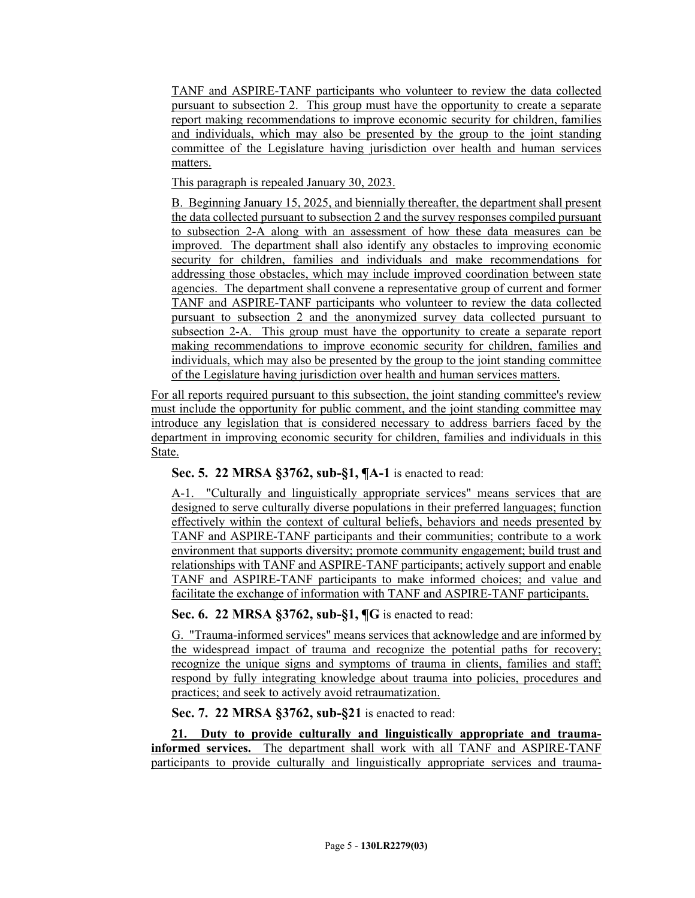TANF and ASPIRE-TANF participants who volunteer to review the data collected pursuant to subsection 2. This group must have the opportunity to create a separate report making recommendations to improve economic security for children, families and individuals, which may also be presented by the group to the joint standing committee of the Legislature having jurisdiction over health and human services matters.

This paragraph is repealed January 30, 2023.

B. Beginning January 15, 2025, and biennially thereafter, the department shall present the data collected pursuant to subsection 2 and the survey responses compiled pursuant to subsection 2-A along with an assessment of how these data measures can be improved. The department shall also identify any obstacles to improving economic security for children, families and individuals and make recommendations for addressing those obstacles, which may include improved coordination between state agencies. The department shall convene a representative group of current and former TANF and ASPIRE-TANF participants who volunteer to review the data collected pursuant to subsection 2 and the anonymized survey data collected pursuant to subsection 2-A. This group must have the opportunity to create a separate report making recommendations to improve economic security for children, families and individuals, which may also be presented by the group to the joint standing committee of the Legislature having jurisdiction over health and human services matters.

For all reports required pursuant to this subsection, the joint standing committee's review must include the opportunity for public comment, and the joint standing committee may introduce any legislation that is considered necessary to address barriers faced by the department in improving economic security for children, families and individuals in this State.

**Sec. 5. 22 MRSA §3762, sub-§1, ¶A-1** is enacted to read:

A-1. "Culturally and linguistically appropriate services" means services that are designed to serve culturally diverse populations in their preferred languages; function effectively within the context of cultural beliefs, behaviors and needs presented by TANF and ASPIRE-TANF participants and their communities; contribute to a work environment that supports diversity; promote community engagement; build trust and relationships with TANF and ASPIRE-TANF participants; actively support and enable TANF and ASPIRE-TANF participants to make informed choices; and value and facilitate the exchange of information with TANF and ASPIRE-TANF participants.

**Sec. 6. 22 MRSA §3762, sub-§1, ¶G** is enacted to read:

G. "Trauma-informed services" means services that acknowledge and are informed by the widespread impact of trauma and recognize the potential paths for recovery; recognize the unique signs and symptoms of trauma in clients, families and staff; respond by fully integrating knowledge about trauma into policies, procedures and practices; and seek to actively avoid retraumatization.

**Sec. 7. 22 MRSA §3762, sub-§21** is enacted to read:

**21. Duty to provide culturally and linguistically appropriate and trauma-informed services.** The department shall work with all TANF and ASPIRE-TANF participants to provide culturally and linguistically appropriate services and trauma-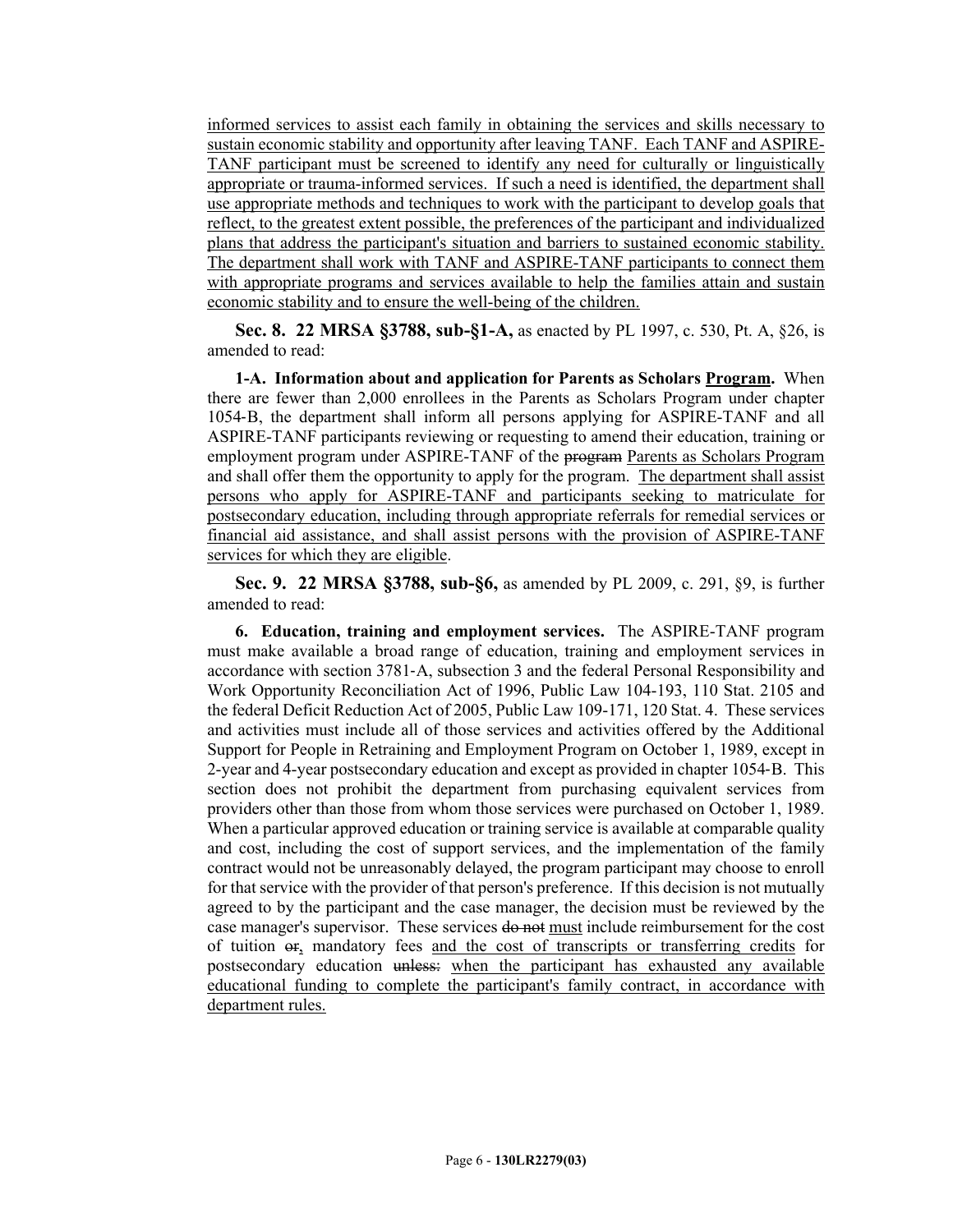informed services to assist each family in obtaining the services and skills necessary to sustain economic stability and opportunity after leaving TANF. Each TANF and ASPIRE-TANF participant must be screened to identify any need for culturally or linguistically appropriate or trauma-informed services. If such a need is identified, the department shall use appropriate methods and techniques to work with the participant to develop goals that reflect, to the greatest extent possible, the preferences of the participant and individualized plans that address the participant's situation and barriers to sustained economic stability. The department shall work with TANF and ASPIRE-TANF participants to connect them with appropriate programs and services available to help the families attain and sustain economic stability and to ensure the well-being of the children.

**Sec. 8. 22 MRSA §3788, sub-§1-A,** as enacted by PL 1997, c. 530, Pt. A, §26, is amended to read:

**1-A. Information about and application for Parents as Scholars Program.** When there are fewer than 2,000 enrollees in the Parents as Scholars Program under chapter 1054-B, the department shall inform all persons applying for ASPIRE-TANF and all ASPIRE-TANF participants reviewing or requesting to amend their education, training or employment program under ASPIRE-TANF of the ~~program~~ Parents as Scholars Program and shall offer them the opportunity to apply for the program. The department shall assist persons who apply for ASPIRE-TANF and participants seeking to matriculate for postsecondary education, including through appropriate referrals for remedial services or financial aid assistance, and shall assist persons with the provision of ASPIRE-TANF services for which they are eligible.

**Sec. 9. 22 MRSA §3788, sub-§6,** as amended by PL 2009, c. 291, §9, is further amended to read:

**6. Education, training and employment services.** The ASPIRE-TANF program must make available a broad range of education, training and employment services in accordance with section 3781-A, subsection 3 and the federal Personal Responsibility and Work Opportunity Reconciliation Act of 1996, Public Law 104-193, 110 Stat. 2105 and the federal Deficit Reduction Act of 2005, Public Law 109-171, 120 Stat. 4. These services and activities must include all of those services and activities offered by the Additional Support for People in Retraining and Employment Program on October 1, 1989, except in 2-year and 4-year postsecondary education and except as provided in chapter 1054-B. This section does not prohibit the department from purchasing equivalent services from providers other than those from whom those services were purchased on October 1, 1989. When a particular approved education or training service is available at comparable quality and cost, including the cost of support services, and the implementation of the family contract would not be unreasonably delayed, the program participant may choose to enroll for that service with the provider of that person's preference. If this decision is not mutually agreed to by the participant and the case manager, the decision must be reviewed by the case manager's supervisor. These services ~~do not~~ must include reimbursement for the cost of tuition ~~or~~, mandatory fees and the cost of transcripts or transferring credits for postsecondary education ~~unless:~~ when the participant has exhausted any available educational funding to complete the participant's family contract, in accordance with department rules.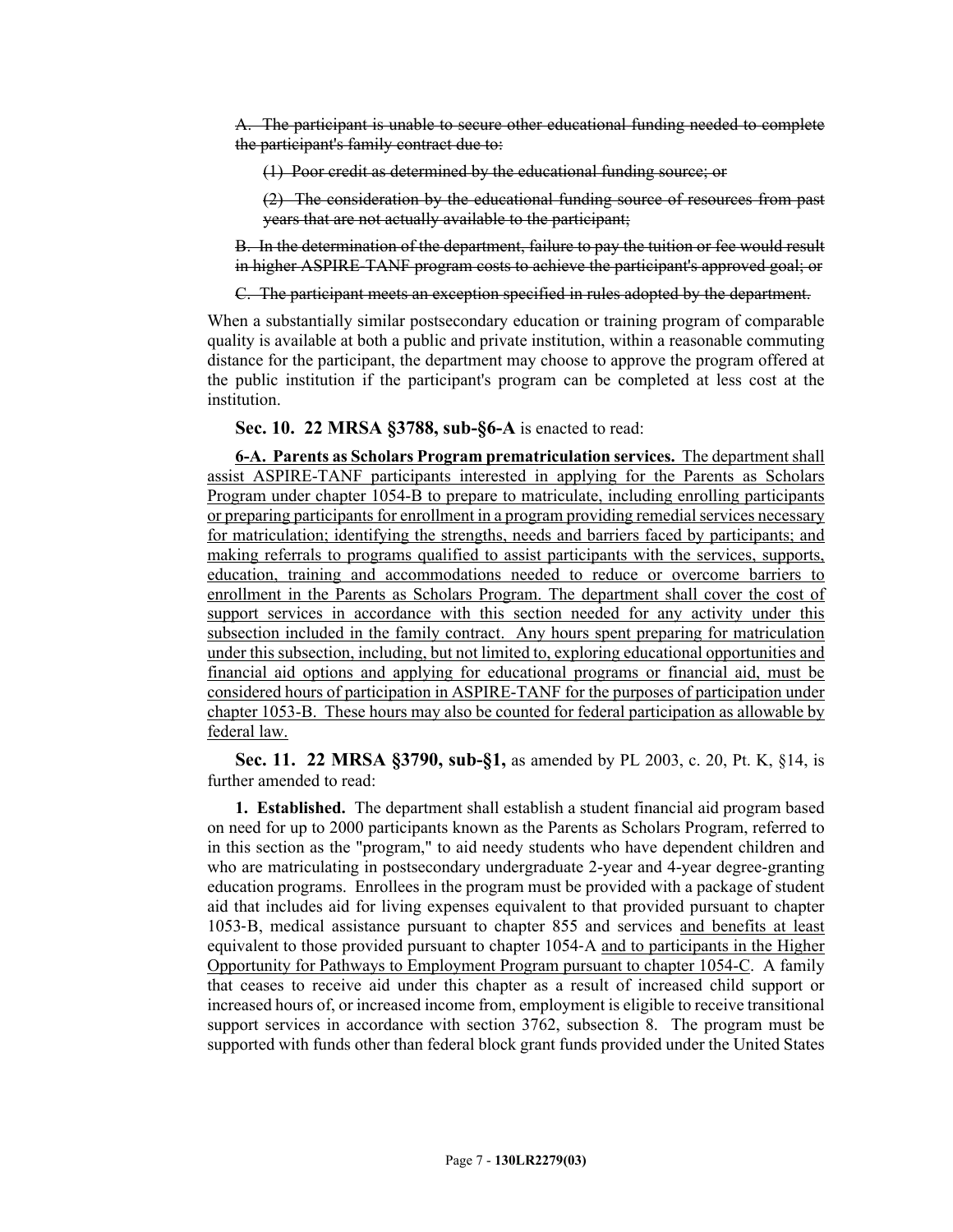~~A. The participant is unable to secure other educational funding needed to complete the participant's family contract due to:~~

~~(1) Poor credit as determined by the educational funding source; or~~

~~(2) The consideration by the educational funding source of resources from past years that are not actually available to the participant;~~

~~B. In the determination of the department, failure to pay the tuition or fee would result in higher ASPIRE-TANF program costs to achieve the participant's approved goal; or~~

~~C. The participant meets an exception specified in rules adopted by the department.~~

When a substantially similar postsecondary education or training program of comparable quality is available at both a public and private institution, within a reasonable commuting distance for the participant, the department may choose to approve the program offered at the public institution if the participant's program can be completed at less cost at the institution.

**Sec. 10. 22 MRSA §3788, sub-§6-A** is enacted to read:

<u>**6-A. Parents as Scholars Program prematriculation services.** The department shall assist ASPIRE-TANF participants interested in applying for the Parents as Scholars Program under chapter 1054-B to prepare to matriculate, including enrolling participants or preparing participants for enrollment in a program providing remedial services necessary for matriculation; identifying the strengths, needs and barriers faced by participants; and making referrals to programs qualified to assist participants with the services, supports, education, training and accommodations needed to reduce or overcome barriers to enrollment in the Parents as Scholars Program. The department shall cover the cost of support services in accordance with this section needed for any activity under this subsection included in the family contract. Any hours spent preparing for matriculation under this subsection, including, but not limited to, exploring educational opportunities and financial aid options and applying for educational programs or financial aid, must be considered hours of participation in ASPIRE-TANF for the purposes of participation under chapter 1053-B. These hours may also be counted for federal participation as allowable by federal law.</u>

**Sec. 11. 22 MRSA §3790, sub-§1,** as amended by PL 2003, c. 20, Pt. K, §14, is further amended to read:

**1. Established.** The department shall establish a student financial aid program based on need for up to 2000 participants known as the Parents as Scholars Program, referred to in this section as the "program," to aid needy students who have dependent children and who are matriculating in postsecondary undergraduate 2-year and 4-year degree-granting education programs. Enrollees in the program must be provided with a package of student aid that includes aid for living expenses equivalent to that provided pursuant to chapter 1053-B, medical assistance pursuant to chapter 855 and services <u>and benefits at least</u> equivalent to those provided pursuant to chapter 1054-A <u>and to participants in the Higher Opportunity for Pathways to Employment Program pursuant to chapter 1054-C</u>. A family that ceases to receive aid under this chapter as a result of increased child support or increased hours of, or increased income from, employment is eligible to receive transitional support services in accordance with section 3762, subsection 8. The program must be supported with funds other than federal block grant funds provided under the United States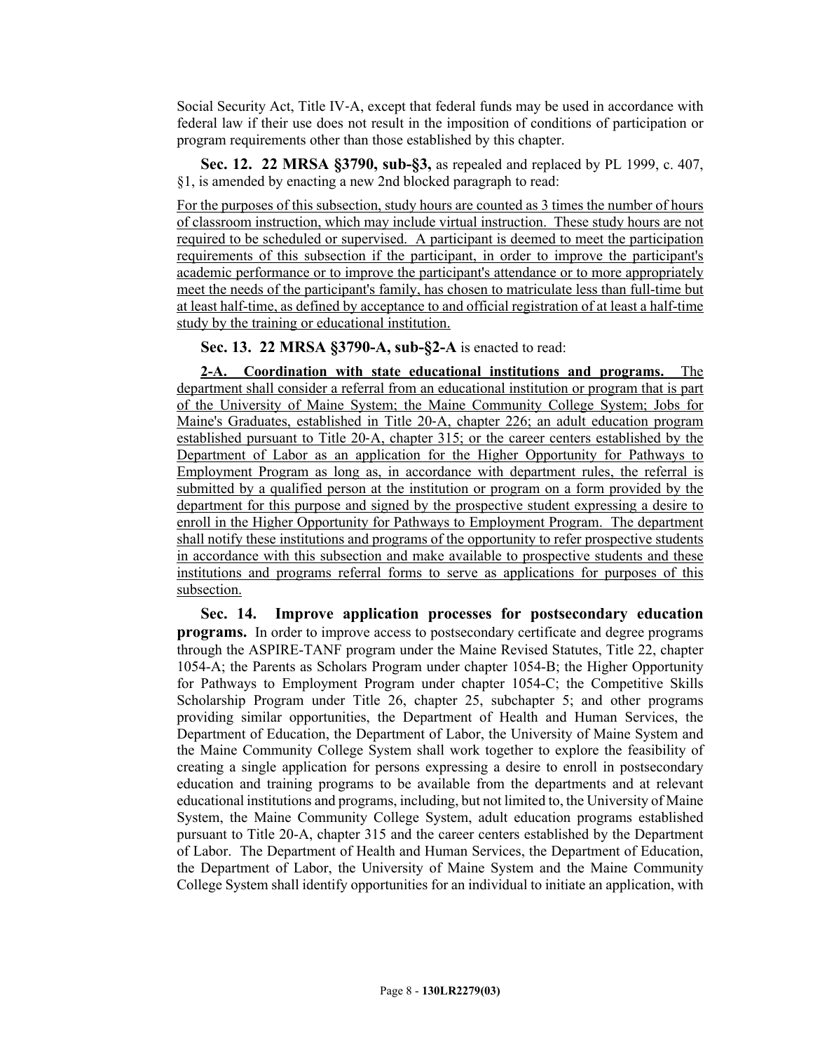Social Security Act, Title IV-A, except that federal funds may be used in accordance with federal law if their use does not result in the imposition of conditions of participation or program requirements other than those established by this chapter.

**Sec. 12. 22 MRSA §3790, sub-§3,** as repealed and replaced by PL 1999, c. 407, §1, is amended by enacting a new 2nd blocked paragraph to read:

For the purposes of this subsection, study hours are counted as 3 times the number of hours of classroom instruction, which may include virtual instruction. These study hours are not required to be scheduled or supervised. A participant is deemed to meet the participation requirements of this subsection if the participant, in order to improve the participant's academic performance or to improve the participant's attendance or to more appropriately meet the needs of the participant's family, has chosen to matriculate less than full-time but at least half-time, as defined by acceptance to and official registration of at least a half-time study by the training or educational institution.

**Sec. 13. 22 MRSA §3790-A, sub-§2-A** is enacted to read:

**2-A. Coordination with state educational institutions and programs.** The department shall consider a referral from an educational institution or program that is part of the University of Maine System; the Maine Community College System; Jobs for Maine's Graduates, established in Title 20-A, chapter 226; an adult education program established pursuant to Title 20-A, chapter 315; or the career centers established by the Department of Labor as an application for the Higher Opportunity for Pathways to Employment Program as long as, in accordance with department rules, the referral is submitted by a qualified person at the institution or program on a form provided by the department for this purpose and signed by the prospective student expressing a desire to enroll in the Higher Opportunity for Pathways to Employment Program. The department shall notify these institutions and programs of the opportunity to refer prospective students in accordance with this subsection and make available to prospective students and these institutions and programs referral forms to serve as applications for purposes of this subsection.

**Sec. 14. Improve application processes for postsecondary education programs.** In order to improve access to postsecondary certificate and degree programs through the ASPIRE-TANF program under the Maine Revised Statutes, Title 22, chapter 1054-A; the Parents as Scholars Program under chapter 1054-B; the Higher Opportunity for Pathways to Employment Program under chapter 1054-C; the Competitive Skills Scholarship Program under Title 26, chapter 25, subchapter 5; and other programs providing similar opportunities, the Department of Health and Human Services, the Department of Education, the Department of Labor, the University of Maine System and the Maine Community College System shall work together to explore the feasibility of creating a single application for persons expressing a desire to enroll in postsecondary education and training programs to be available from the departments and at relevant educational institutions and programs, including, but not limited to, the University of Maine System, the Maine Community College System, adult education programs established pursuant to Title 20-A, chapter 315 and the career centers established by the Department of Labor. The Department of Health and Human Services, the Department of Education, the Department of Labor, the University of Maine System and the Maine Community College System shall identify opportunities for an individual to initiate an application, with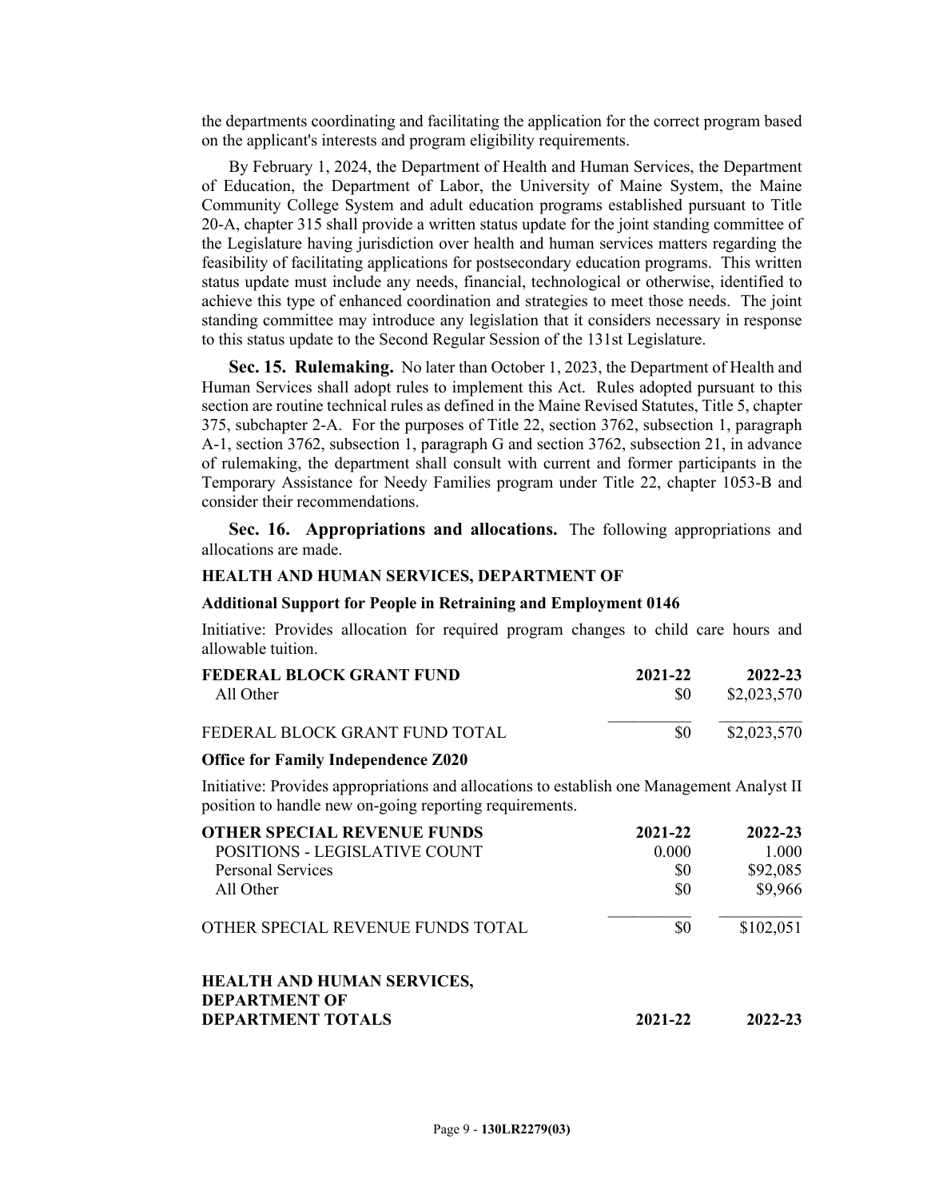the departments coordinating and facilitating the application for the correct program based on the applicant's interests and program eligibility requirements.

By February 1, 2024, the Department of Health and Human Services, the Department of Education, the Department of Labor, the University of Maine System, the Maine Community College System and adult education programs established pursuant to Title 20-A, chapter 315 shall provide a written status update for the joint standing committee of the Legislature having jurisdiction over health and human services matters regarding the feasibility of facilitating applications for postsecondary education programs. This written status update must include any needs, financial, technological or otherwise, identified to achieve this type of enhanced coordination and strategies to meet those needs. The joint standing committee may introduce any legislation that it considers necessary in response to this status update to the Second Regular Session of the 131st Legislature.

**Sec. 15. Rulemaking.** No later than October 1, 2023, the Department of Health and Human Services shall adopt rules to implement this Act. Rules adopted pursuant to this section are routine technical rules as defined in the Maine Revised Statutes, Title 5, chapter 375, subchapter 2-A. For the purposes of Title 22, section 3762, subsection 1, paragraph A-1, section 3762, subsection 1, paragraph G and section 3762, subsection 21, in advance of rulemaking, the department shall consult with current and former participants in the Temporary Assistance for Needy Families program under Title 22, chapter 1053-B and consider their recommendations.

**Sec. 16. Appropriations and allocations.** The following appropriations and allocations are made.

**HEALTH AND HUMAN SERVICES, DEPARTMENT OF**

**Additional Support for People in Retraining and Employment 0146**

Initiative: Provides allocation for required program changes to child care hours and allowable tuition.

| **FEDERAL BLOCK GRANT FUND** | **2021-22** | **2022-23** |
|---|---|---|
| All Other | $0 | $2,023,570 |
| FEDERAL BLOCK GRANT FUND TOTAL | $0 | $2,023,570 |

**Office for Family Independence Z020**

Initiative: Provides appropriations and allocations to establish one Management Analyst II position to handle new on-going reporting requirements.

| **OTHER SPECIAL REVENUE FUNDS** | **2021-22** | **2022-23** |
|---|---|---|
| POSITIONS - LEGISLATIVE COUNT | 0.000 | 1.000 |
| Personal Services | $0 | $92,085 |
| All Other | $0 | $9,966 |
| OTHER SPECIAL REVENUE FUNDS TOTAL | $0 | $102,051 |

| **HEALTH AND HUMAN SERVICES, DEPARTMENT OF DEPARTMENT TOTALS** | **2021-22** | **2022-23** |
|---|---|---|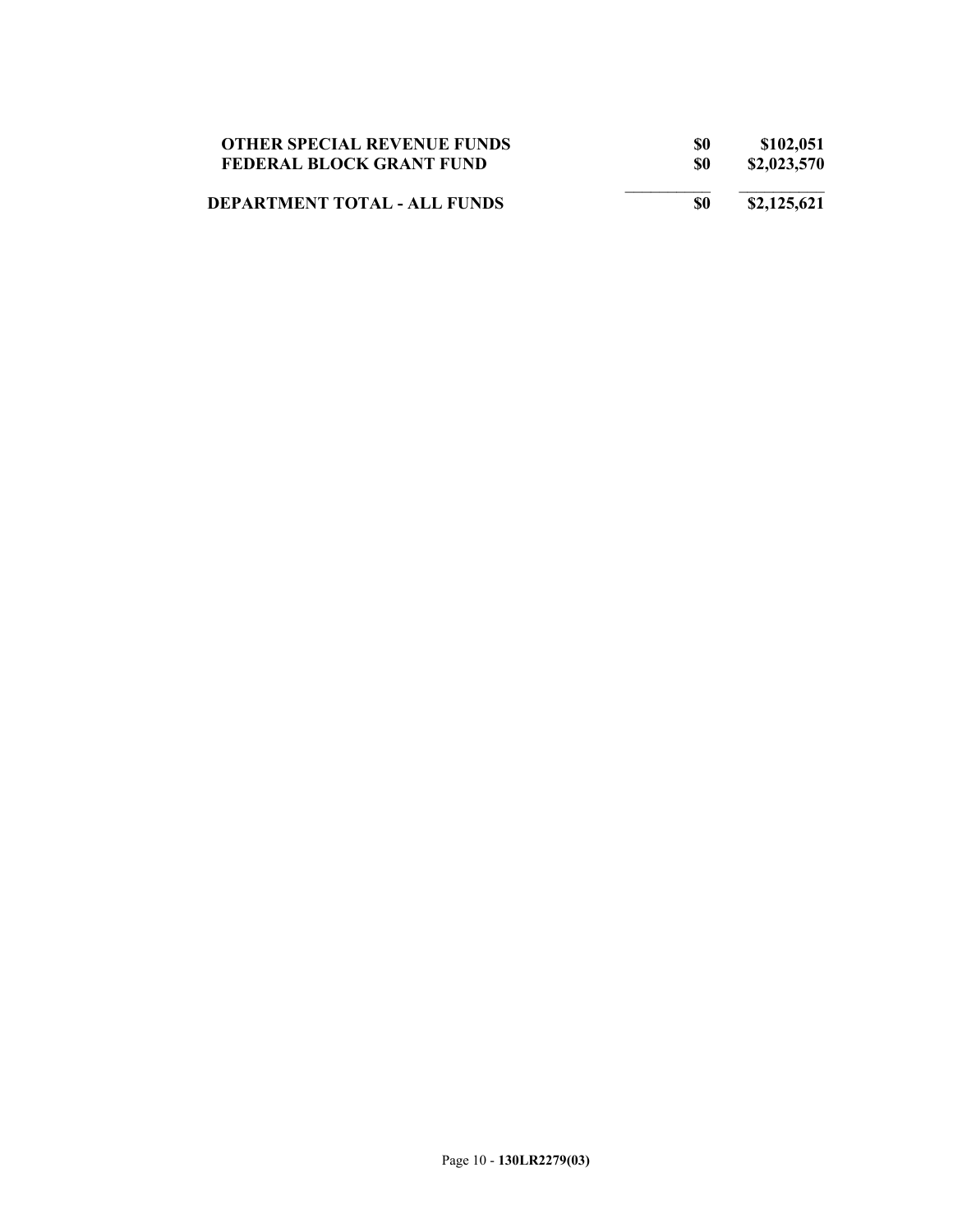| | | |
|---|---|---|
| **OTHER SPECIAL REVENUE FUNDS** | **$0** | **$102,051** |
| **FEDERAL BLOCK GRANT FUND** | **$0** | **$2,023,570** |
| **DEPARTMENT TOTAL - ALL FUNDS** | **$0** | **$2,125,621** |